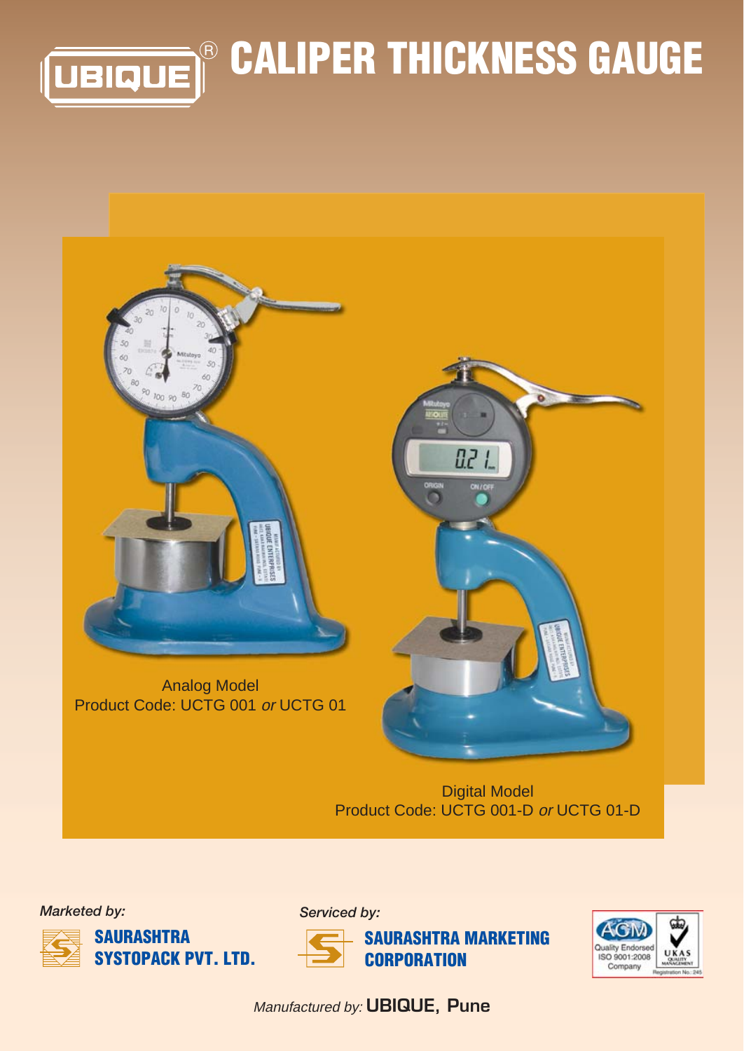# UBIQUE® CALIPER THICKNESS GAUGE

Analog Model
Product Code: UCTG 001 *or* UCTG 01

Digital Model
Product Code: UCTG 001-D *or* UCTG 01-D

*Marketed by:*

**SAURASHTRA SYSTOPACK PVT. LTD.**

*Serviced by:*

**SAURASHTRA MARKETING CORPORATION**

AQM Quality Endorsed ISO 9001:2008 Company — UKAS Quality Management, Registration No.: 245

*Manufactured by:* **UBIQUE, Pune**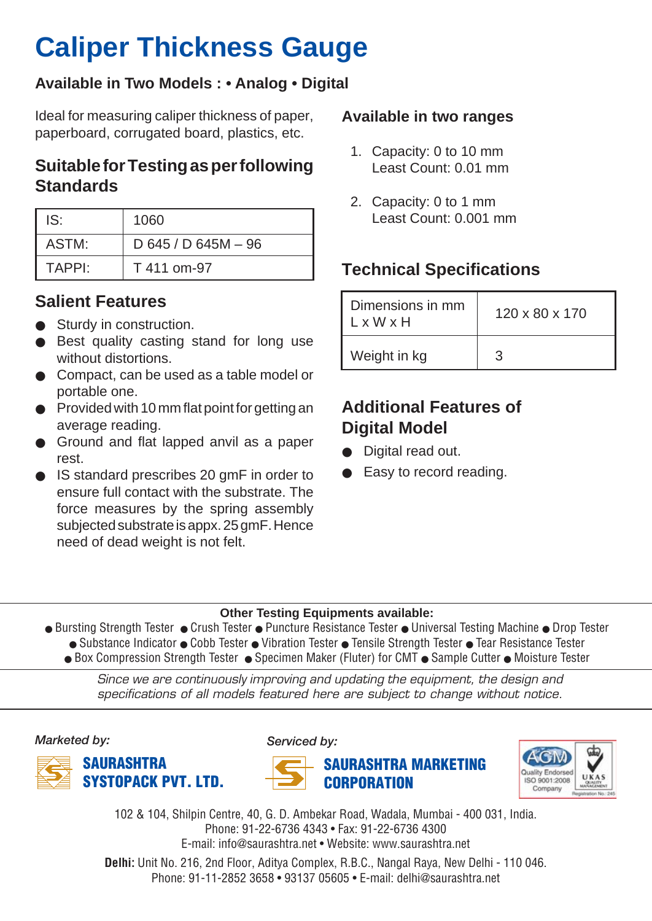# Caliper Thickness Gauge

**Available in Two Models : • Analog • Digital**

Ideal for measuring caliper thickness of paper, paperboard, corrugated board, plastics, etc.

## Suitable for Testing as per following Standards

| | |
|---|---|
| IS: | 1060 |
| ASTM: | D 645 / D 645M – 96 |
| TAPPI: | T 411 om-97 |

## Salient Features

- Sturdy in construction.
- Best quality casting stand for long use without distortions.
- Compact, can be used as a table model or portable one.
- Provided with 10 mm flat point for getting an average reading.
- Ground and flat lapped anvil as a paper rest.
- IS standard prescribes 20 gmF in order to ensure full contact with the substrate. The force measures by the spring assembly subjected substrate is appx. 25 gmF. Hence need of dead weight is not felt.

## Available in two ranges

1. Capacity: 0 to 10 mm
   Least Count: 0.01 mm
2. Capacity: 0 to 1 mm
   Least Count: 0.001 mm

## Technical Specifications

| | |
|---|---|
| Dimensions in mm L x W x H | 120 x 80 x 170 |
| Weight in kg | 3 |

## Additional Features of Digital Model

- Digital read out.
- Easy to record reading.

**Other Testing Equipments available:**

● Bursting Strength Tester ● Crush Tester ● Puncture Resistance Tester ● Universal Testing Machine ● Drop Tester ● Substance Indicator ● Cobb Tester ● Vibration Tester ● Tensile Strength Tester ● Tear Resistance Tester ● Box Compression Strength Tester ● Specimen Maker (Fluter) for CMT ● Sample Cutter ● Moisture Tester

*Since we are continuously improving and updating the equipment, the design and specifications of all models featured here are subject to change without notice.*

*Marketed by:*

**SAURASHTRA SYSTOPACK PVT. LTD.**

*Serviced by:*

**SAURASHTRA MARKETING CORPORATION**

AGM Quality Endorsed ISO 9001:2008 Company — UKAS Quality Management, Registration No. 245

102 & 104, Shilpin Centre, 40, G. D. Ambekar Road, Wadala, Mumbai - 400 031, India.
Phone: 91-22-6736 4343 • Fax: 91-22-6736 4300
E-mail: info@saurashtra.net • Website: www.saurashtra.net

**Delhi:** Unit No. 216, 2nd Floor, Aditya Complex, R.B.C., Nangal Raya, New Delhi - 110 046.
Phone: 91-11-2852 3658 • 93137 05605 • E-mail: delhi@saurashtra.net